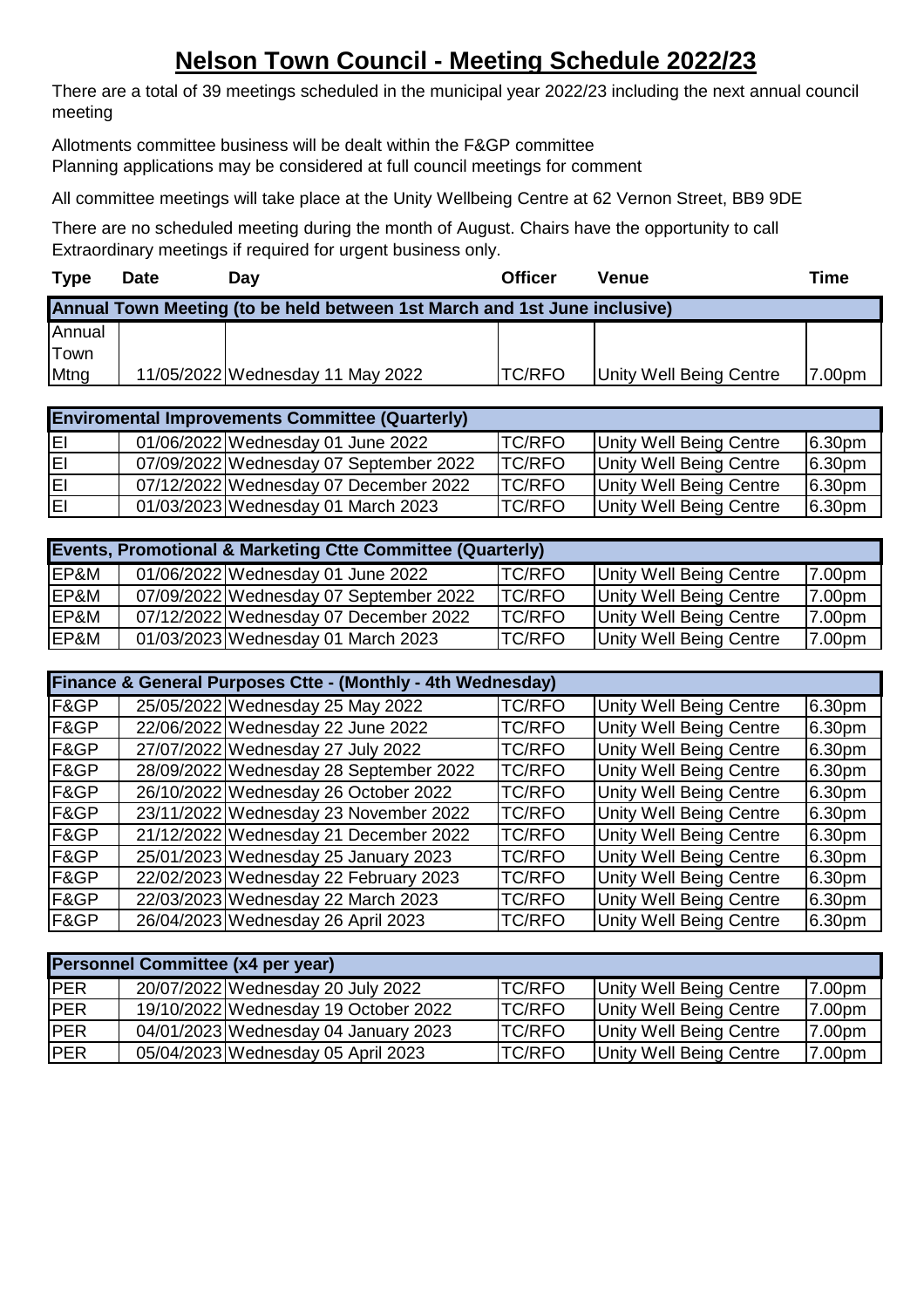# Nelson Town Council - Meeting Schedule 2022/23

There are a total of 39 meetings scheduled in the municipal year 2022/23 including the next annual council meeting

Allotments committee business will be dealt within the F&GP committee
Planning applications may be considered at full council meetings for comment

All committee meetings will take place at the Unity Wellbeing Centre at 62 Vernon Street, BB9 9DE

There are no scheduled meeting during the month of August. Chairs have the opportunity to call Extraordinary meetings if required for urgent business only.

| Type | Date | Day | Officer | Venue | Time |
|---|---|---|---|---|---|
| **Annual Town Meeting (to be held between 1st March and 1st June inclusive)** | | | | | |
| Annual Town Mtng | 11/05/2022 | Wednesday 11 May 2022 | TC/RFO | Unity Well Being Centre | 7.00pm |
| **Enviromental Improvements Committee (Quarterly)** | | | | | |
| EI | 01/06/2022 | Wednesday 01 June 2022 | TC/RFO | Unity Well Being Centre | 6.30pm |
| EI | 07/09/2022 | Wednesday 07 September 2022 | TC/RFO | Unity Well Being Centre | 6.30pm |
| EI | 07/12/2022 | Wednesday 07 December 2022 | TC/RFO | Unity Well Being Centre | 6.30pm |
| EI | 01/03/2023 | Wednesday 01 March 2023 | TC/RFO | Unity Well Being Centre | 6.30pm |
| **Events, Promotional & Marketing Ctte Committee (Quarterly)** | | | | | |
| EP&M | 01/06/2022 | Wednesday 01 June 2022 | TC/RFO | Unity Well Being Centre | 7.00pm |
| EP&M | 07/09/2022 | Wednesday 07 September 2022 | TC/RFO | Unity Well Being Centre | 7.00pm |
| EP&M | 07/12/2022 | Wednesday 07 December 2022 | TC/RFO | Unity Well Being Centre | 7.00pm |
| EP&M | 01/03/2023 | Wednesday 01 March 2023 | TC/RFO | Unity Well Being Centre | 7.00pm |
| **Finance & General Purposes Ctte - (Monthly - 4th Wednesday)** | | | | | |
| F&GP | 25/05/2022 | Wednesday 25 May 2022 | TC/RFO | Unity Well Being Centre | 6.30pm |
| F&GP | 22/06/2022 | Wednesday 22 June 2022 | TC/RFO | Unity Well Being Centre | 6.30pm |
| F&GP | 27/07/2022 | Wednesday 27 July 2022 | TC/RFO | Unity Well Being Centre | 6.30pm |
| F&GP | 28/09/2022 | Wednesday 28 September 2022 | TC/RFO | Unity Well Being Centre | 6.30pm |
| F&GP | 26/10/2022 | Wednesday 26 October 2022 | TC/RFO | Unity Well Being Centre | 6.30pm |
| F&GP | 23/11/2022 | Wednesday 23 November 2022 | TC/RFO | Unity Well Being Centre | 6.30pm |
| F&GP | 21/12/2022 | Wednesday 21 December 2022 | TC/RFO | Unity Well Being Centre | 6.30pm |
| F&GP | 25/01/2023 | Wednesday 25 January 2023 | TC/RFO | Unity Well Being Centre | 6.30pm |
| F&GP | 22/02/2023 | Wednesday 22 February 2023 | TC/RFO | Unity Well Being Centre | 6.30pm |
| F&GP | 22/03/2023 | Wednesday 22 March 2023 | TC/RFO | Unity Well Being Centre | 6.30pm |
| F&GP | 26/04/2023 | Wednesday 26 April 2023 | TC/RFO | Unity Well Being Centre | 6.30pm |
| **Personnel Committee (x4 per year)** | | | | | |
| PER | 20/07/2022 | Wednesday 20 July 2022 | TC/RFO | Unity Well Being Centre | 7.00pm |
| PER | 19/10/2022 | Wednesday 19 October 2022 | TC/RFO | Unity Well Being Centre | 7.00pm |
| PER | 04/01/2023 | Wednesday 04 January 2023 | TC/RFO | Unity Well Being Centre | 7.00pm |
| PER | 05/04/2023 | Wednesday 05 April 2023 | TC/RFO | Unity Well Being Centre | 7.00pm |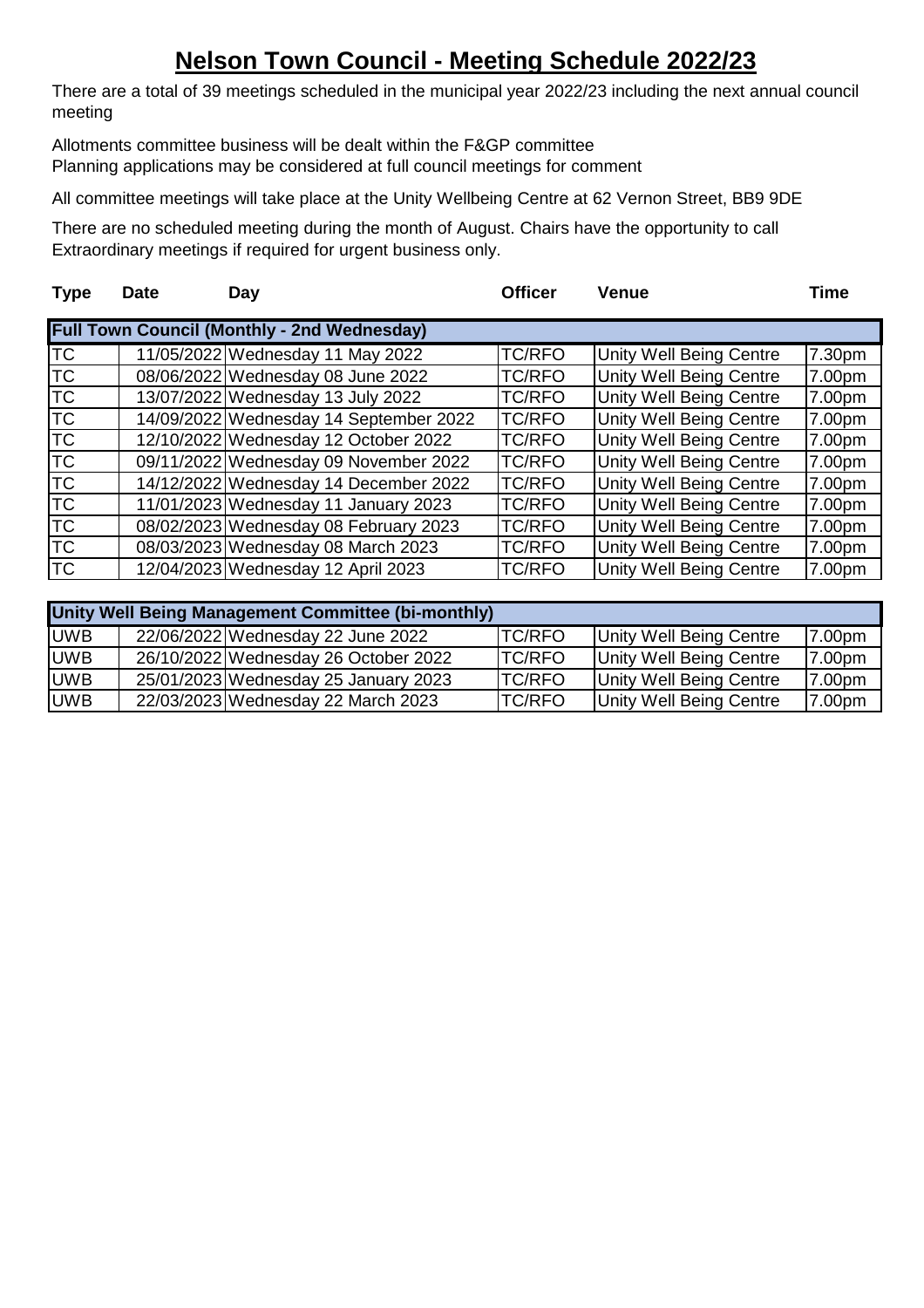# Nelson Town Council - Meeting Schedule 2022/23

There are a total of 39 meetings scheduled in the municipal year 2022/23 including the next annual council meeting

Allotments committee business will be dealt within the F&GP committee
Planning applications may be considered at full council meetings for comment

All committee meetings will take place at the Unity Wellbeing Centre at 62 Vernon Street, BB9 9DE

There are no scheduled meeting during the month of August. Chairs have the opportunity to call Extraordinary meetings if required for urgent business only.

| Type | Date | Day | Officer | Venue | Time |
|---|---|---|---|---|---|
| **Full Town Council (Monthly - 2nd Wednesday)** | | | | | |
| TC | 11/05/2022 | Wednesday 11 May 2022 | TC/RFO | Unity Well Being Centre | 7.30pm |
| TC | 08/06/2022 | Wednesday 08 June 2022 | TC/RFO | Unity Well Being Centre | 7.00pm |
| TC | 13/07/2022 | Wednesday 13 July 2022 | TC/RFO | Unity Well Being Centre | 7.00pm |
| TC | 14/09/2022 | Wednesday 14 September 2022 | TC/RFO | Unity Well Being Centre | 7.00pm |
| TC | 12/10/2022 | Wednesday 12 October 2022 | TC/RFO | Unity Well Being Centre | 7.00pm |
| TC | 09/11/2022 | Wednesday 09 November 2022 | TC/RFO | Unity Well Being Centre | 7.00pm |
| TC | 14/12/2022 | Wednesday 14 December 2022 | TC/RFO | Unity Well Being Centre | 7.00pm |
| TC | 11/01/2023 | Wednesday 11 January 2023 | TC/RFO | Unity Well Being Centre | 7.00pm |
| TC | 08/02/2023 | Wednesday 08 February 2023 | TC/RFO | Unity Well Being Centre | 7.00pm |
| TC | 08/03/2023 | Wednesday 08 March 2023 | TC/RFO | Unity Well Being Centre | 7.00pm |
| TC | 12/04/2023 | Wednesday 12 April 2023 | TC/RFO | Unity Well Being Centre | 7.00pm |

| | | | | | |
|---|---|---|---|---|---|
| **Unity Well Being Management Committee (bi-monthly)** | | | | | |
| UWB | 22/06/2022 | Wednesday 22 June 2022 | TC/RFO | Unity Well Being Centre | 7.00pm |
| UWB | 26/10/2022 | Wednesday 26 October 2022 | TC/RFO | Unity Well Being Centre | 7.00pm |
| UWB | 25/01/2023 | Wednesday 25 January 2023 | TC/RFO | Unity Well Being Centre | 7.00pm |
| UWB | 22/03/2023 | Wednesday 22 March 2023 | TC/RFO | Unity Well Being Centre | 7.00pm |